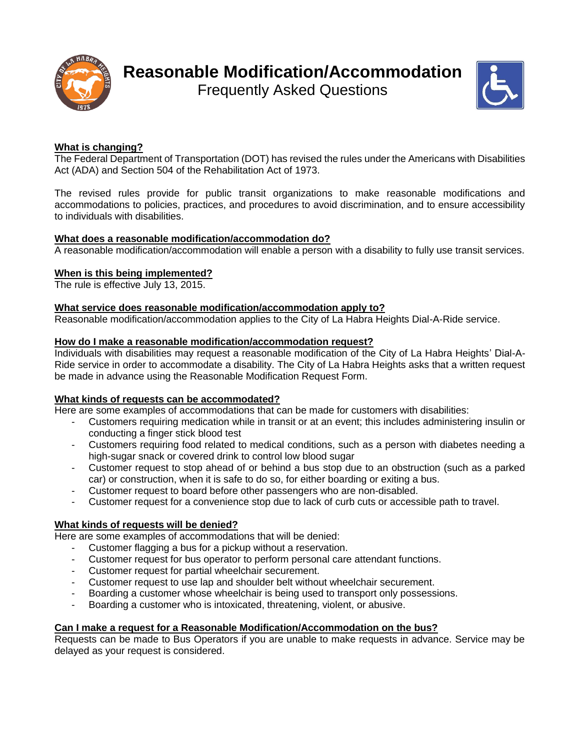# Reasonable Modification/Accommodation

## Frequently Asked Questions

**What is changing?**

The Federal Department of Transportation (DOT) has revised the rules under the Americans with Disabilities Act (ADA) and Section 504 of the Rehabilitation Act of 1973.

The revised rules provide for public transit organizations to make reasonable modifications and accommodations to policies, practices, and procedures to avoid discrimination, and to ensure accessibility to individuals with disabilities.

**What does a reasonable modification/accommodation do?**

A reasonable modification/accommodation will enable a person with a disability to fully use transit services.

**When is this being implemented?**

The rule is effective July 13, 2015.

**What service does reasonable modification/accommodation apply to?**

Reasonable modification/accommodation applies to the City of La Habra Heights Dial-A-Ride service.

**How do I make a reasonable modification/accommodation request?**

Individuals with disabilities may request a reasonable modification of the City of La Habra Heights' Dial-A-Ride service in order to accommodate a disability. The City of La Habra Heights asks that a written request be made in advance using the Reasonable Modification Request Form.

**What kinds of requests can be accommodated?**

Here are some examples of accommodations that can be made for customers with disabilities:

- Customers requiring medication while in transit or at an event; this includes administering insulin or conducting a finger stick blood test
- Customers requiring food related to medical conditions, such as a person with diabetes needing a high-sugar snack or covered drink to control low blood sugar
- Customer request to stop ahead of or behind a bus stop due to an obstruction (such as a parked car) or construction, when it is safe to do so, for either boarding or exiting a bus.
- Customer request to board before other passengers who are non-disabled.
- Customer request for a convenience stop due to lack of curb cuts or accessible path to travel.

**What kinds of requests will be denied?**

Here are some examples of accommodations that will be denied:

- Customer flagging a bus for a pickup without a reservation.
- Customer request for bus operator to perform personal care attendant functions.
- Customer request for partial wheelchair securement.
- Customer request to use lap and shoulder belt without wheelchair securement.
- Boarding a customer whose wheelchair is being used to transport only possessions.
- Boarding a customer who is intoxicated, threatening, violent, or abusive.

**Can I make a request for a Reasonable Modification/Accommodation on the bus?**

Requests can be made to Bus Operators if you are unable to make requests in advance. Service may be delayed as your request is considered.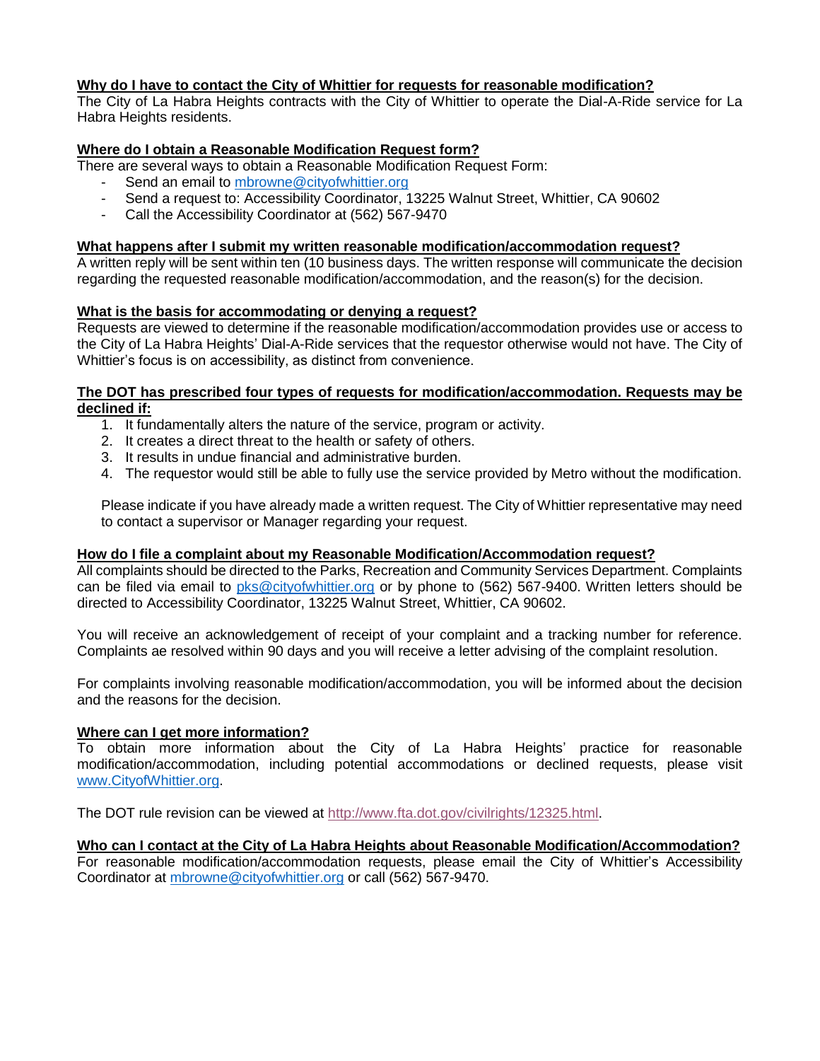**Why do I have to contact the City of Whittier for requests for reasonable modification?**

The City of La Habra Heights contracts with the City of Whittier to operate the Dial-A-Ride service for La Habra Heights residents.

**Where do I obtain a Reasonable Modification Request form?**

There are several ways to obtain a Reasonable Modification Request Form:

- Send an email to mbrowne@cityofwhittier.org
- Send a request to: Accessibility Coordinator, 13225 Walnut Street, Whittier, CA 90602
- Call the Accessibility Coordinator at (562) 567-9470

**What happens after I submit my written reasonable modification/accommodation request?**

A written reply will be sent within ten (10 business days. The written response will communicate the decision regarding the requested reasonable modification/accommodation, and the reason(s) for the decision.

**What is the basis for accommodating or denying a request?**

Requests are viewed to determine if the reasonable modification/accommodation provides use or access to the City of La Habra Heights' Dial-A-Ride services that the requestor otherwise would not have. The City of Whittier's focus is on accessibility, as distinct from convenience.

**The DOT has prescribed four types of requests for modification/accommodation. Requests may be declined if:**

1. It fundamentally alters the nature of the service, program or activity.
2. It creates a direct threat to the health or safety of others.
3. It results in undue financial and administrative burden.
4. The requestor would still be able to fully use the service provided by Metro without the modification.

Please indicate if you have already made a written request. The City of Whittier representative may need to contact a supervisor or Manager regarding your request.

**How do I file a complaint about my Reasonable Modification/Accommodation request?**

All complaints should be directed to the Parks, Recreation and Community Services Department. Complaints can be filed via email to pks@cityofwhittier.org or by phone to (562) 567-9400. Written letters should be directed to Accessibility Coordinator, 13225 Walnut Street, Whittier, CA 90602.

You will receive an acknowledgement of receipt of your complaint and a tracking number for reference. Complaints ae resolved within 90 days and you will receive a letter advising of the complaint resolution.

For complaints involving reasonable modification/accommodation, you will be informed about the decision and the reasons for the decision.

**Where can I get more information?**

To obtain more information about the City of La Habra Heights' practice for reasonable modification/accommodation, including potential accommodations or declined requests, please visit www.CityofWhittier.org.

The DOT rule revision can be viewed at http://www.fta.dot.gov/civilrights/12325.html.

**Who can I contact at the City of La Habra Heights about Reasonable Modification/Accommodation?**

For reasonable modification/accommodation requests, please email the City of Whittier's Accessibility Coordinator at mbrowne@cityofwhittier.org or call (562) 567-9470.